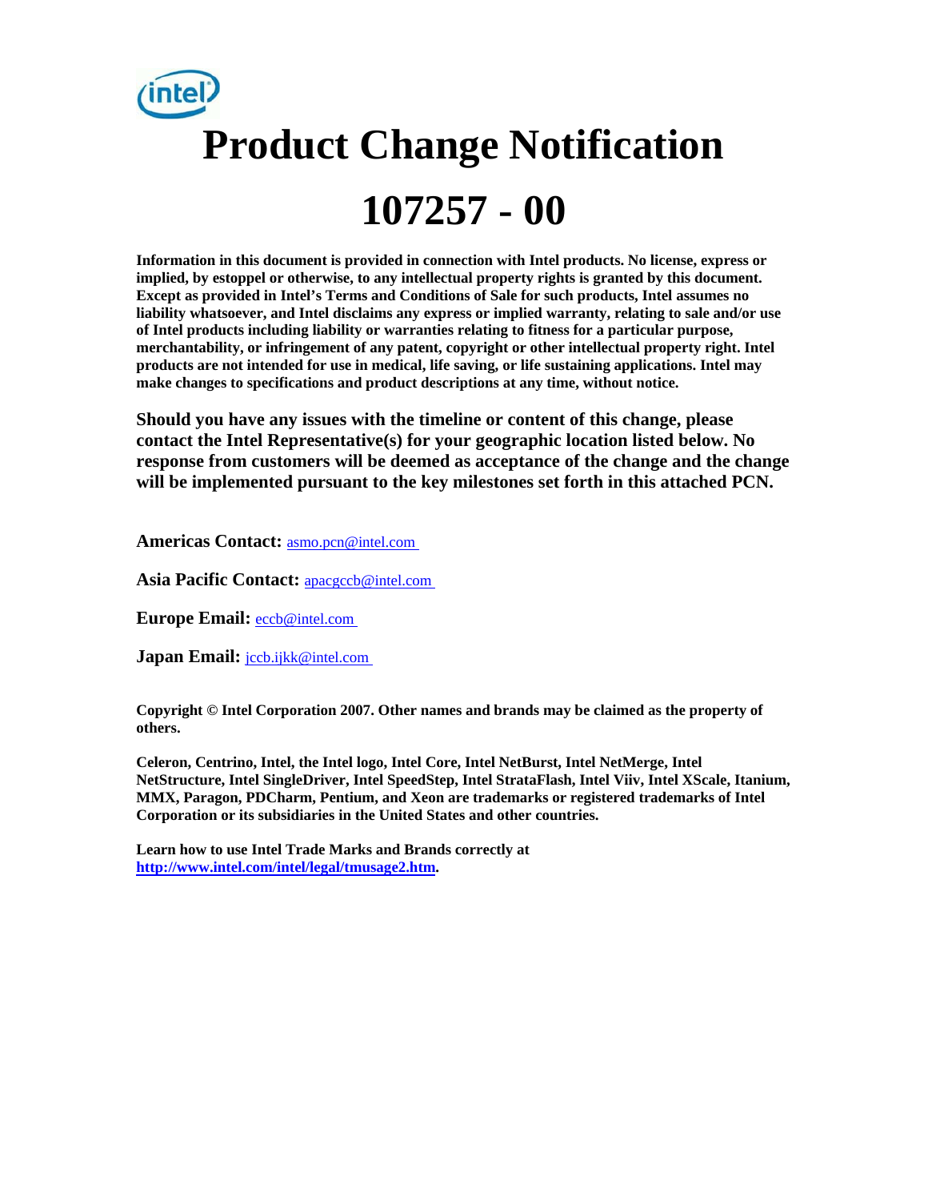intel

# Product Change Notification

# 107257 - 00

**Information in this document is provided in connection with Intel products. No license, express or implied, by estoppel or otherwise, to any intellectual property rights is granted by this document. Except as provided in Intel's Terms and Conditions of Sale for such products, Intel assumes no liability whatsoever, and Intel disclaims any express or implied warranty, relating to sale and/or use of Intel products including liability or warranties relating to fitness for a particular purpose, merchantability, or infringement of any patent, copyright or other intellectual property right. Intel products are not intended for use in medical, life saving, or life sustaining applications. Intel may make changes to specifications and product descriptions at any time, without notice.**

**Should you have any issues with the timeline or content of this change, please contact the Intel Representative(s) for your geographic location listed below. No response from customers will be deemed as acceptance of the change and the change will be implemented pursuant to the key milestones set forth in this attached PCN.**

**Americas Contact:** asmo.pcn@intel.com

**Asia Pacific Contact:** apacgccb@intel.com

**Europe Email:** eccb@intel.com

**Japan Email:** jccb.ijkk@intel.com

**Copyright © Intel Corporation 2007. Other names and brands may be claimed as the property of others.**

**Celeron, Centrino, Intel, the Intel logo, Intel Core, Intel NetBurst, Intel NetMerge, Intel NetStructure, Intel SingleDriver, Intel SpeedStep, Intel StrataFlash, Intel Viiv, Intel XScale, Itanium, MMX, Paragon, PDCharm, Pentium, and Xeon are trademarks or registered trademarks of Intel Corporation or its subsidiaries in the United States and other countries.**

**Learn how to use Intel Trade Marks and Brands correctly at http://www.intel.com/intel/legal/tmusage2.htm.**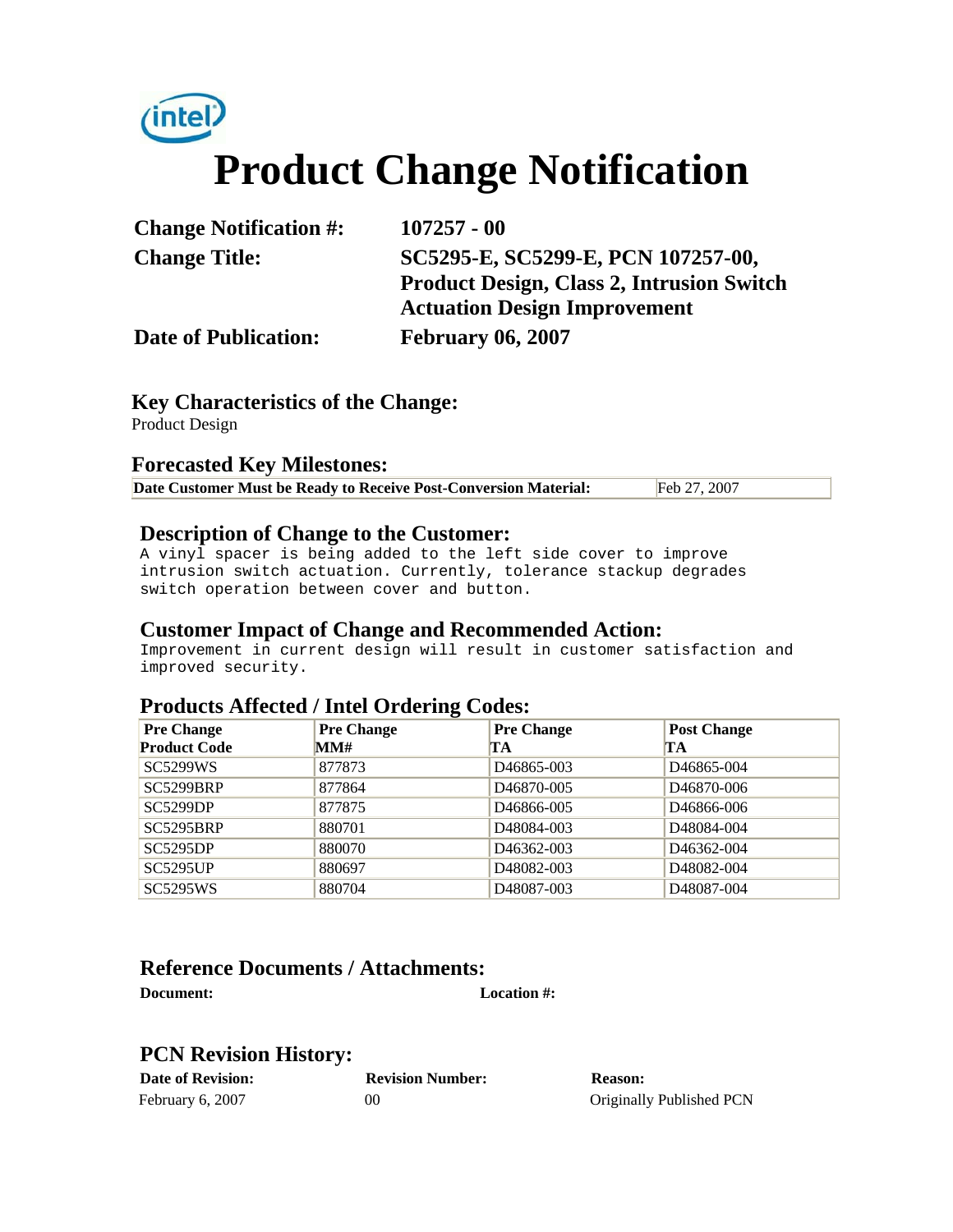# Product Change Notification

**Change Notification #:** 107257 - 00

**Change Title:** SC5295-E, SC5299-E, PCN 107257-00, Product Design, Class 2, Intrusion Switch Actuation Design Improvement

**Date of Publication:** February 06, 2007

## Key Characteristics of the Change:

Product Design

## Forecasted Key Milestones:

| | |
|---|---|
| **Date Customer Must be Ready to Receive Post-Conversion Material:** | Feb 27, 2007 |

## Description of Change to the Customer:

A vinyl spacer is being added to the left side cover to improve intrusion switch actuation. Currently, tolerance stackup degrades switch operation between cover and button.

## Customer Impact of Change and Recommended Action:

Improvement in current design will result in customer satisfaction and improved security.

## Products Affected / Intel Ordering Codes:

| Pre Change Product Code | Pre Change MM# | Pre Change TA | Post Change TA |
|---|---|---|---|
| SC5299WS | 877873 | D46865-003 | D46865-004 |
| SC5299BRP | 877864 | D46870-005 | D46870-006 |
| SC5299DP | 877875 | D46866-005 | D46866-006 |
| SC5295BRP | 880701 | D48084-003 | D48084-004 |
| SC5295DP | 880070 | D46362-003 | D46362-004 |
| SC5295UP | 880697 | D48082-003 | D48082-004 |
| SC5295WS | 880704 | D48087-003 | D48087-004 |

## Reference Documents / Attachments:

**Document:** **Location #:**

## PCN Revision History:

| Date of Revision: | Revision Number: | Reason: |
|---|---|---|
| February 6, 2007 | 00 | Originally Published PCN |